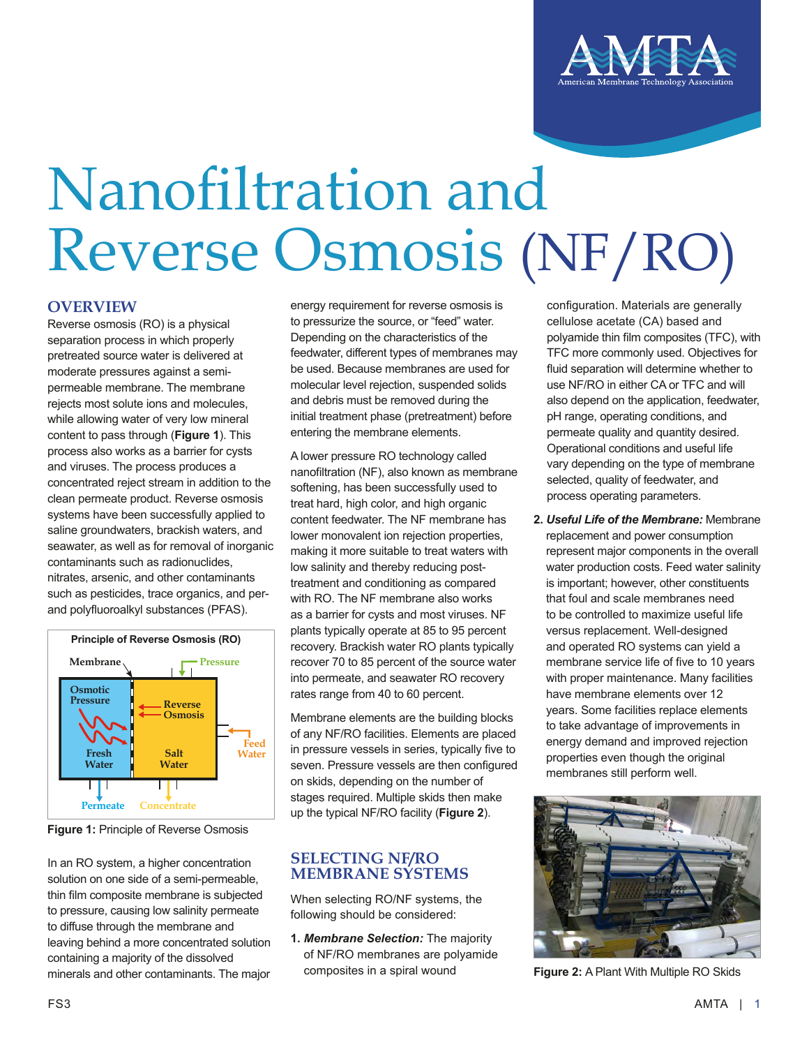# Nanofiltration and Reverse Osmosis (NF/RO)

## OVERVIEW

Reverse osmosis (RO) is a physical separation process in which properly pretreated source water is delivered at moderate pressures against a semi-permeable membrane. The membrane rejects most solute ions and molecules, while allowing water of very low mineral content to pass through (**Figure 1**). This process also works as a barrier for cysts and viruses. The process produces a concentrated reject stream in addition to the clean permeate product. Reverse osmosis systems have been successfully applied to saline groundwaters, brackish waters, and seawater, as well as for removal of inorganic contaminants such as radionuclides, nitrates, arsenic, and other contaminants such as pesticides, trace organics, and per- and polyfluoroalkyl substances (PFAS).

**Figure 1:** Principle of Reverse Osmosis

In an RO system, a higher concentration solution on one side of a semi-permeable, thin film composite membrane is subjected to pressure, causing low salinity permeate to diffuse through the membrane and leaving behind a more concentrated solution containing a majority of the dissolved minerals and other contaminants. The major energy requirement for reverse osmosis is to pressurize the source, or "feed" water. Depending on the characteristics of the feedwater, different types of membranes may be used. Because membranes are used for molecular level rejection, suspended solids and debris must be removed during the initial treatment phase (pretreatment) before entering the membrane elements.

A lower pressure RO technology called nanofiltration (NF), also known as membrane softening, has been successfully used to treat hard, high color, and high organic content feedwater. The NF membrane has lower monovalent ion rejection properties, making it more suitable to treat waters with low salinity and thereby reducing post-treatment and conditioning as compared with RO. The NF membrane also works as a barrier for cysts and most viruses. NF plants typically operate at 85 to 95 percent recovery. Brackish water RO plants typically recover 70 to 85 percent of the source water into permeate, and seawater RO recovery rates range from 40 to 60 percent.

Membrane elements are the building blocks of any NF/RO facilities. Elements are placed in pressure vessels in series, typically five to seven. Pressure vessels are then configured on skids, depending on the number of stages required. Multiple skids then make up the typical NF/RO facility (**Figure 2**).

## SELECTING NF/RO MEMBRANE SYSTEMS

When selecting RO/NF systems, the following should be considered:

1. ***Membrane Selection:*** The majority of NF/RO membranes are polyamide composites in a spiral wound configuration. Materials are generally cellulose acetate (CA) based and polyamide thin film composites (TFC), with TFC more commonly used. Objectives for fluid separation will determine whether to use NF/RO in either CA or TFC and will also depend on the application, feedwater, pH range, operating conditions, and permeate quality and quantity desired. Operational conditions and useful life vary depending on the type of membrane selected, quality of feedwater, and process operating parameters.

2. ***Useful Life of the Membrane:*** Membrane replacement and power consumption represent major components in the overall water production costs. Feed water salinity is important; however, other constituents that foul and scale membranes need to be controlled to maximize useful life versus replacement. Well-designed and operated RO systems can yield a membrane service life of five to 10 years with proper maintenance. Many facilities have membrane elements over 12 years. Some facilities replace elements to take advantage of improvements in energy demand and improved rejection properties even though the original membranes still perform well.

**Figure 2:** A Plant With Multiple RO Skids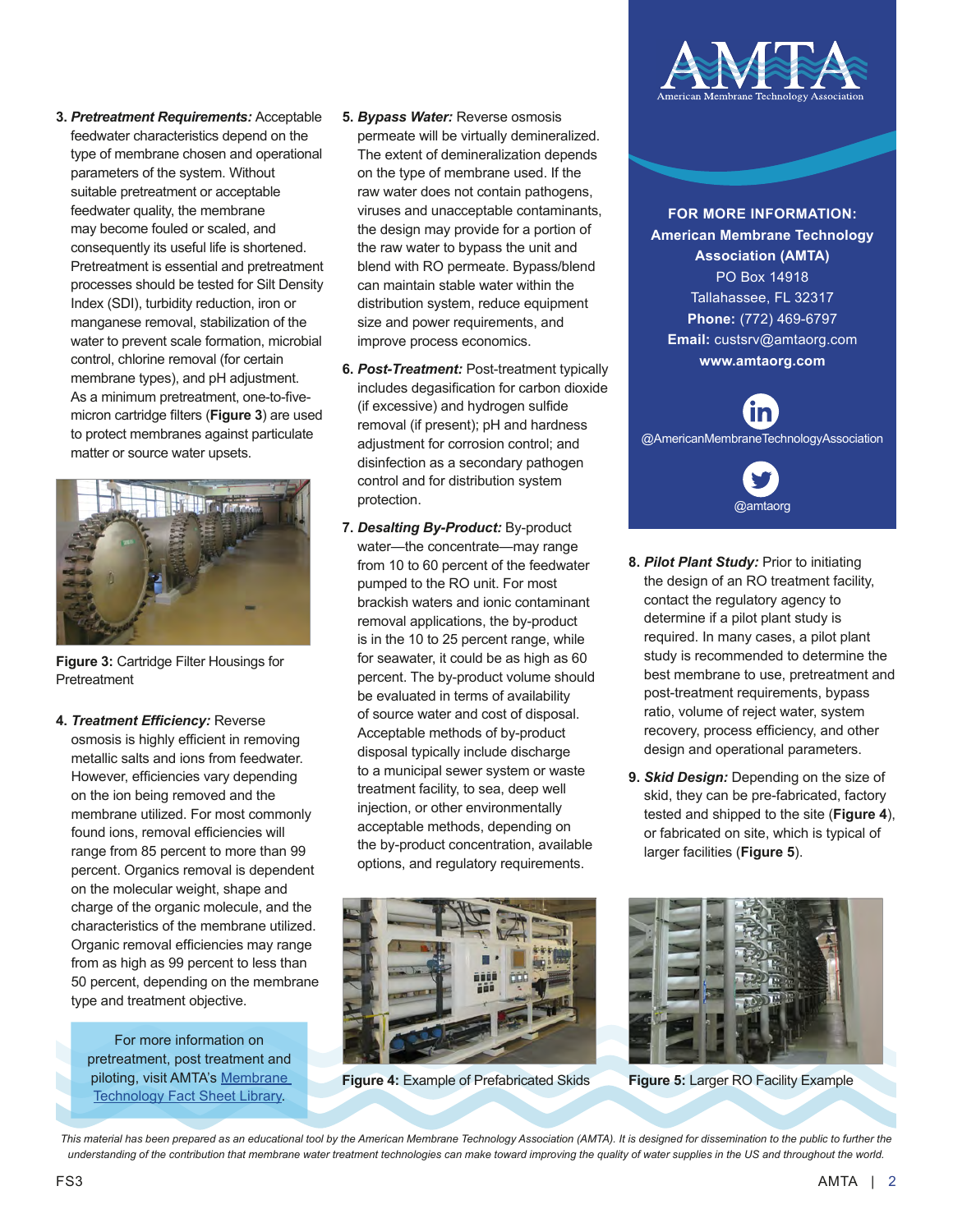3. ***Pretreatment Requirements:*** Acceptable feedwater characteristics depend on the type of membrane chosen and operational parameters of the system. Without suitable pretreatment or acceptable feedwater quality, the membrane may become fouled or scaled, and consequently its useful life is shortened. Pretreatment is essential and pretreatment processes should be tested for Silt Density Index (SDI), turbidity reduction, iron or manganese removal, stabilization of the water to prevent scale formation, microbial control, chlorine removal (for certain membrane types), and pH adjustment. As a minimum pretreatment, one-to-five-micron cartridge filters (**Figure 3**) are used to protect membranes against particulate matter or source water upsets.

**Figure 3:** Cartridge Filter Housings for Pretreatment

4. ***Treatment Efficiency:*** Reverse osmosis is highly efficient in removing metallic salts and ions from feedwater. However, efficiencies vary depending on the ion being removed and the membrane utilized. For most commonly found ions, removal efficiencies will range from 85 percent to more than 99 percent. Organics removal is dependent on the molecular weight, shape and charge of the organic molecule, and the characteristics of the membrane utilized. Organic removal efficiencies may range from as high as 99 percent to less than 50 percent, depending on the membrane type and treatment objective.

For more information on pretreatment, post treatment and piloting, visit AMTA's [Membrane Technology Fact Sheet Library](Membrane Technology Fact Sheet Library).

5. ***Bypass Water:*** Reverse osmosis permeate will be virtually demineralized. The extent of demineralization depends on the type of membrane used. If the raw water does not contain pathogens, viruses and unacceptable contaminants, the design may provide for a portion of the raw water to bypass the unit and blend with RO permeate. Bypass/blend can maintain stable water within the distribution system, reduce equipment size and power requirements, and improve process economics.

6. ***Post-Treatment:*** Post-treatment typically includes degasification for carbon dioxide (if excessive) and hydrogen sulfide removal (if present); pH and hardness adjustment for corrosion control; and disinfection as a secondary pathogen control and for distribution system protection.

7. ***Desalting By-Product:*** By-product water—the concentrate—may range from 10 to 60 percent of the feedwater pumped to the RO unit. For most brackish waters and ionic contaminant removal applications, the by-product is in the 10 to 25 percent range, while for seawater, it could be as high as 60 percent. The by-product volume should be evaluated in terms of availability of source water and cost of disposal. Acceptable methods of by-product disposal typically include discharge to a municipal sewer system or waste treatment facility, to sea, deep well injection, or other environmentally acceptable methods, depending on the by-product concentration, available options, and regulatory requirements.

AMTA
American Membrane Technology Association

**FOR MORE INFORMATION:**
**American Membrane Technology Association (AMTA)**
PO Box 14918
Tallahassee, FL 32317
**Phone:** (772) 469-6797
**Email:** custsrv@amtaorg.com
**www.amtaorg.com**

@AmericanMembraneTechnologyAssociation

@amtaorg

8. ***Pilot Plant Study:*** Prior to initiating the design of an RO treatment facility, contact the regulatory agency to determine if a pilot plant study is required. In many cases, a pilot plant study is recommended to determine the best membrane to use, pretreatment and post-treatment requirements, bypass ratio, volume of reject water, system recovery, process efficiency, and other design and operational parameters.

9. ***Skid Design:*** Depending on the size of skid, they can be pre-fabricated, factory tested and shipped to the site (**Figure 4**), or fabricated on site, which is typical of larger facilities (**Figure 5**).

**Figure 4:** Example of Prefabricated Skids

**Figure 5:** Larger RO Facility Example

*This material has been prepared as an educational tool by the American Membrane Technology Association (AMTA). It is designed for dissemination to the public to further the understanding of the contribution that membrane water treatment technologies can make toward improving the quality of water supplies in the US and throughout the world.*

FS3